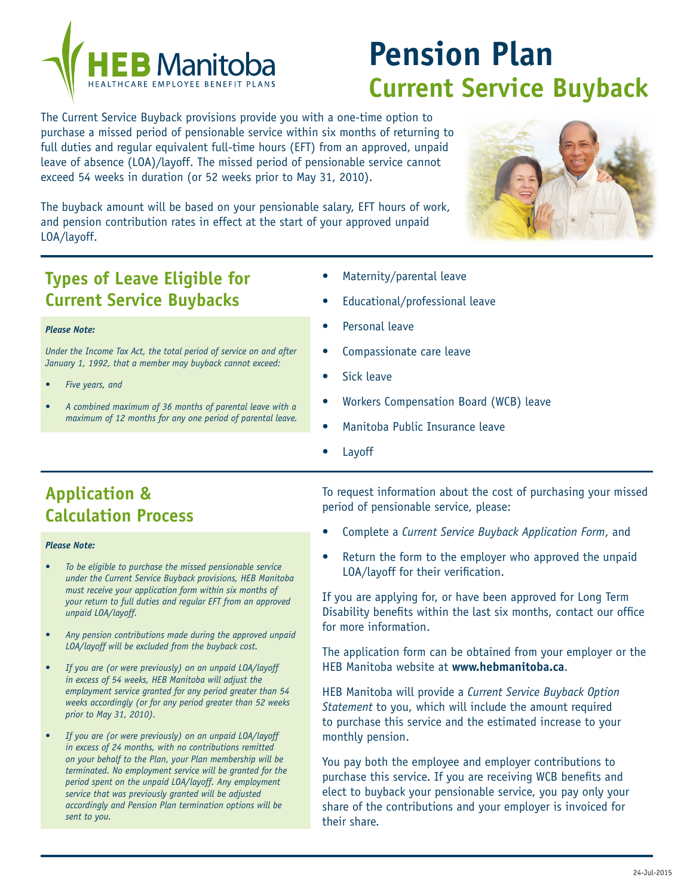# Pension Plan

## Current Service Buyback

The Current Service Buyback provisions provide you with a one-time option to purchase a missed period of pensionable service within six months of returning to full duties and regular equivalent full-time hours (EFT) from an approved, unpaid leave of absence (LOA)/layoff. The missed period of pensionable service cannot exceed 54 weeks in duration (or 52 weeks prior to May 31, 2010).

The buyback amount will be based on your pensionable salary, EFT hours of work, and pension contribution rates in effect at the start of your approved unpaid LOA/layoff.

## Types of Leave Eligible for Current Service Buybacks

***Please Note:***

*Under the Income Tax Act, the total period of service on and after January 1, 1992, that a member may buyback cannot exceed:*

- *Five years, and*
- *A combined maximum of 36 months of parental leave with a maximum of 12 months for any one period of parental leave.*

- Maternity/parental leave
- Educational/professional leave
- Personal leave
- Compassionate care leave
- Sick leave
- Workers Compensation Board (WCB) leave
- Manitoba Public Insurance leave
- Layoff

## Application & Calculation Process

***Please Note:***

- *To be eligible to purchase the missed pensionable service under the Current Service Buyback provisions, HEB Manitoba must receive your application form within six months of your return to full duties and regular EFT from an approved unpaid LOA/layoff.*
- *Any pension contributions made during the approved unpaid LOA/layoff will be excluded from the buyback cost.*
- *If you are (or were previously) on an unpaid LOA/layoff in excess of 54 weeks, HEB Manitoba will adjust the employment service granted for any period greater than 54 weeks accordingly (or for any period greater than 52 weeks prior to May 31, 2010).*
- *If you are (or were previously) on an unpaid LOA/layoff in excess of 24 months, with no contributions remitted on your behalf to the Plan, your Plan membership will be terminated. No employment service will be granted for the period spent on the unpaid LOA/layoff. Any employment service that was previously granted will be adjusted accordingly and Pension Plan termination options will be sent to you.*

To request information about the cost of purchasing your missed period of pensionable service, please:

- Complete a *Current Service Buyback Application Form*, and
- Return the form to the employer who approved the unpaid LOA/layoff for their verification.

If you are applying for, or have been approved for Long Term Disability benefits within the last six months, contact our office for more information.

The application form can be obtained from your employer or the HEB Manitoba website at **www.hebmanitoba.ca**.

HEB Manitoba will provide a *Current Service Buyback Option Statement* to you, which will include the amount required to purchase this service and the estimated increase to your monthly pension.

You pay both the employee and employer contributions to purchase this service. If you are receiving WCB benefits and elect to buyback your pensionable service, you pay only your share of the contributions and your employer is invoiced for their share.

24-Jul-2015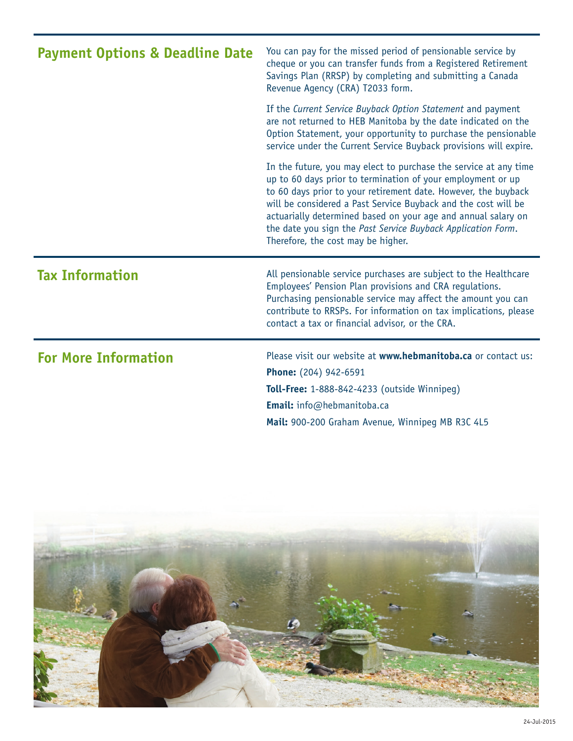## Payment Options & Deadline Date

You can pay for the missed period of pensionable service by cheque or you can transfer funds from a Registered Retirement Savings Plan (RRSP) by completing and submitting a Canada Revenue Agency (CRA) T2033 form.

If the *Current Service Buyback Option Statement* and payment are not returned to HEB Manitoba by the date indicated on the Option Statement, your opportunity to purchase the pensionable service under the Current Service Buyback provisions will expire.

In the future, you may elect to purchase the service at any time up to 60 days prior to termination of your employment or up to 60 days prior to your retirement date. However, the buyback will be considered a Past Service Buyback and the cost will be actuarially determined based on your age and annual salary on the date you sign the *Past Service Buyback Application Form*. Therefore, the cost may be higher.

## Tax Information

All pensionable service purchases are subject to the Healthcare Employees' Pension Plan provisions and CRA regulations. Purchasing pensionable service may affect the amount you can contribute to RRSPs. For information on tax implications, please contact a tax or financial advisor, or the CRA.

## For More Information

Please visit our website at **www.hebmanitoba.ca** or contact us:

**Phone:** (204) 942-6591

**Toll-Free:** 1-888-842-4233 (outside Winnipeg)

**Email:** info@hebmanitoba.ca

**Mail:** 900-200 Graham Avenue, Winnipeg MB R3C 4L5

24-Jul-2015